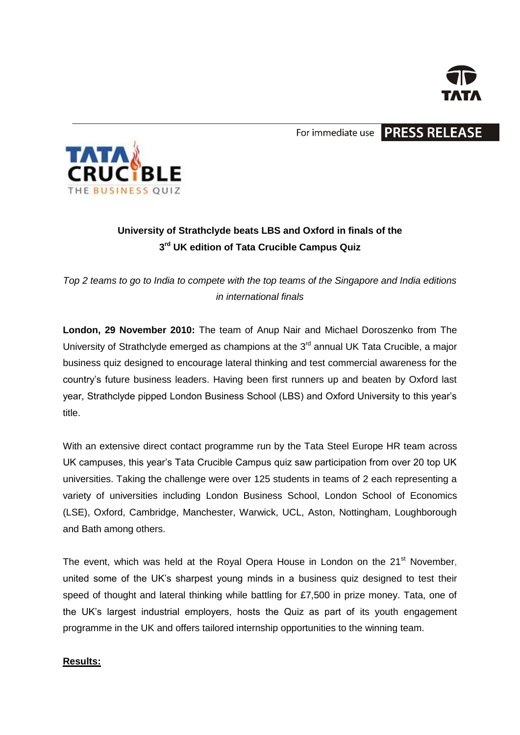For immediate use **PRESS RELEASE**

TATA CRUCIBLE THE BUSINESS QUIZ

**University of Strathclyde beats LBS and Oxford in finals of the 3rd UK edition of Tata Crucible Campus Quiz**

*Top 2 teams to go to India to compete with the top teams of the Singapore and India editions in international finals*

**London, 29 November 2010:** The team of Anup Nair and Michael Doroszenko from The University of Strathclyde emerged as champions at the 3rd annual UK Tata Crucible, a major business quiz designed to encourage lateral thinking and test commercial awareness for the country's future business leaders. Having been first runners up and beaten by Oxford last year, Strathclyde pipped London Business School (LBS) and Oxford University to this year's title.

With an extensive direct contact programme run by the Tata Steel Europe HR team across UK campuses, this year's Tata Crucible Campus quiz saw participation from over 20 top UK universities. Taking the challenge were over 125 students in teams of 2 each representing a variety of universities including London Business School, London School of Economics (LSE), Oxford, Cambridge, Manchester, Warwick, UCL, Aston, Nottingham, Loughborough and Bath among others.

The event, which was held at the Royal Opera House in London on the 21st November, united some of the UK's sharpest young minds in a business quiz designed to test their speed of thought and lateral thinking while battling for £7,500 in prize money. Tata, one of the UK's largest industrial employers, hosts the Quiz as part of its youth engagement programme in the UK and offers tailored internship opportunities to the winning team.

**Results:**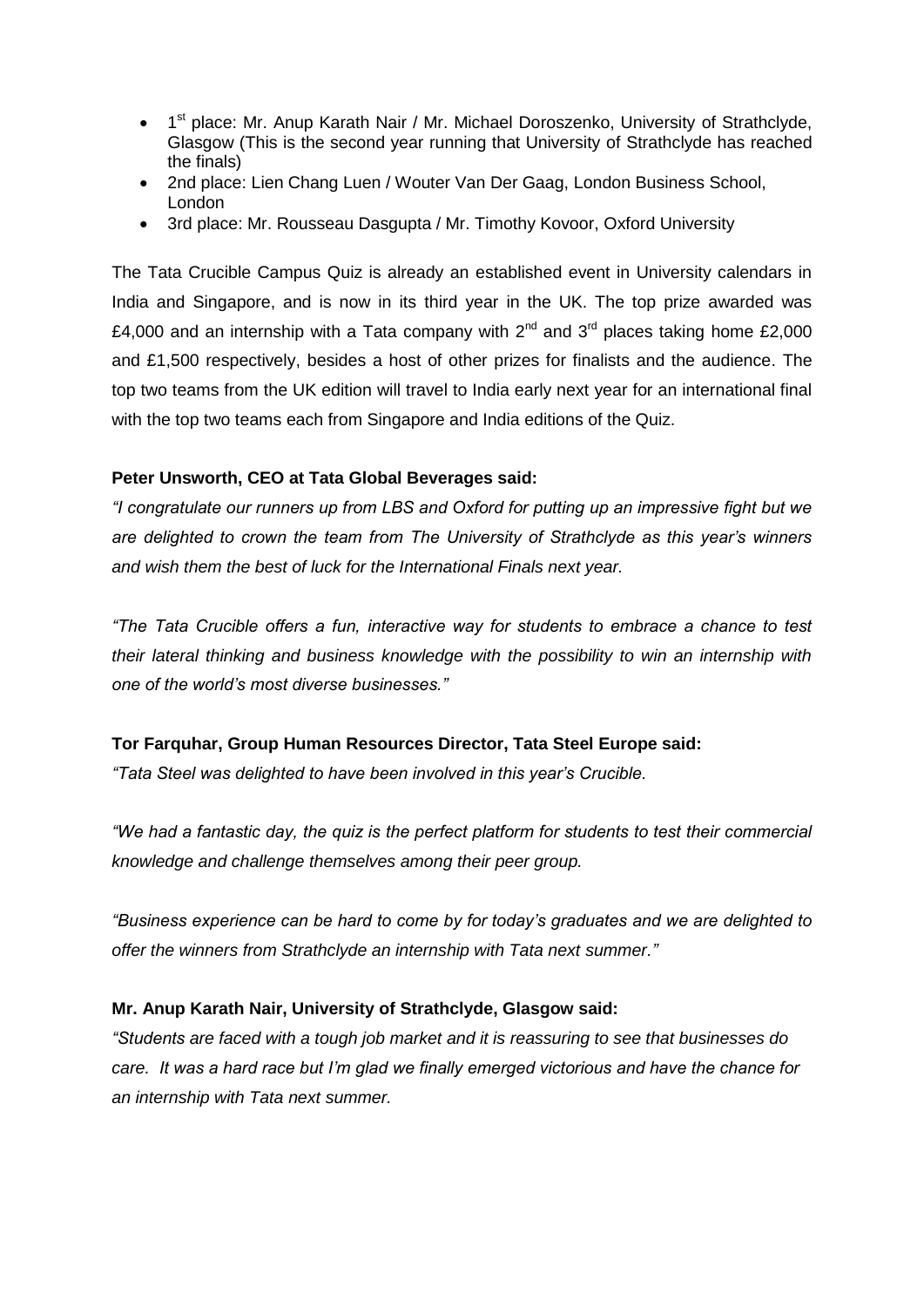- 1st place: Mr. Anup Karath Nair / Mr. Michael Doroszenko, University of Strathclyde, Glasgow (This is the second year running that University of Strathclyde has reached the finals)
- 2nd place: Lien Chang Luen / Wouter Van Der Gaag, London Business School, London
- 3rd place: Mr. Rousseau Dasgupta / Mr. Timothy Kovoor, Oxford University

The Tata Crucible Campus Quiz is already an established event in University calendars in India and Singapore, and is now in its third year in the UK. The top prize awarded was £4,000 and an internship with a Tata company with 2nd and 3rd places taking home £2,000 and £1,500 respectively, besides a host of other prizes for finalists and the audience. The top two teams from the UK edition will travel to India early next year for an international final with the top two teams each from Singapore and India editions of the Quiz.

**Peter Unsworth, CEO at Tata Global Beverages said:**

*"I congratulate our runners up from LBS and Oxford for putting up an impressive fight but we are delighted to crown the team from The University of Strathclyde as this year's winners and wish them the best of luck for the International Finals next year.*

*"The Tata Crucible offers a fun, interactive way for students to embrace a chance to test their lateral thinking and business knowledge with the possibility to win an internship with one of the world's most diverse businesses."*

**Tor Farquhar, Group Human Resources Director, Tata Steel Europe said:**

*"Tata Steel was delighted to have been involved in this year's Crucible.*

*"We had a fantastic day, the quiz is the perfect platform for students to test their commercial knowledge and challenge themselves among their peer group.*

*"Business experience can be hard to come by for today's graduates and we are delighted to offer the winners from Strathclyde an internship with Tata next summer."*

**Mr. Anup Karath Nair, University of Strathclyde, Glasgow said:**

*"Students are faced with a tough job market and it is reassuring to see that businesses do care. It was a hard race but I'm glad we finally emerged victorious and have the chance for an internship with Tata next summer.*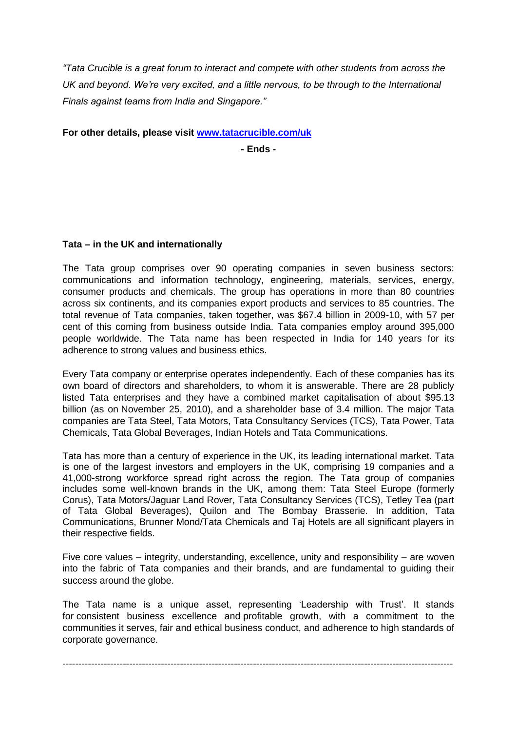*"Tata Crucible is a great forum to interact and compete with other students from across the UK and beyond. We're very excited, and a little nervous, to be through to the International Finals against teams from India and Singapore."*

**For other details, please visit [www.tatacrucible.com/uk](www.tatacrucible.com/uk)**

**- Ends -**

**Tata – in the UK and internationally**

The Tata group comprises over 90 operating companies in seven business sectors: communications and information technology, engineering, materials, services, energy, consumer products and chemicals. The group has operations in more than 80 countries across six continents, and its companies export products and services to 85 countries. The total revenue of Tata companies, taken together, was $67.4 billion in 2009-10, with 57 per cent of this coming from business outside India. Tata companies employ around 395,000 people worldwide. The Tata name has been respected in India for 140 years for its adherence to strong values and business ethics.

Every Tata company or enterprise operates independently. Each of these companies has its own board of directors and shareholders, to whom it is answerable. There are 28 publicly listed Tata enterprises and they have a combined market capitalisation of about $95.13 billion (as on November 25, 2010), and a shareholder base of 3.4 million. The major Tata companies are Tata Steel, Tata Motors, Tata Consultancy Services (TCS), Tata Power, Tata Chemicals, Tata Global Beverages, Indian Hotels and Tata Communications.

Tata has more than a century of experience in the UK, its leading international market. Tata is one of the largest investors and employers in the UK, comprising 19 companies and a 41,000-strong workforce spread right across the region. The Tata group of companies includes some well-known brands in the UK, among them: Tata Steel Europe (formerly Corus), Tata Motors/Jaguar Land Rover, Tata Consultancy Services (TCS), Tetley Tea (part of Tata Global Beverages), Quilon and The Bombay Brasserie. In addition, Tata Communications, Brunner Mond/Tata Chemicals and Taj Hotels are all significant players in their respective fields.

Five core values – integrity, understanding, excellence, unity and responsibility – are woven into the fabric of Tata companies and their brands, and are fundamental to guiding their success around the globe.

The Tata name is a unique asset, representing 'Leadership with Trust'. It stands for consistent business excellence and profitable growth, with a commitment to the communities it serves, fair and ethical business conduct, and adherence to high standards of corporate governance.

---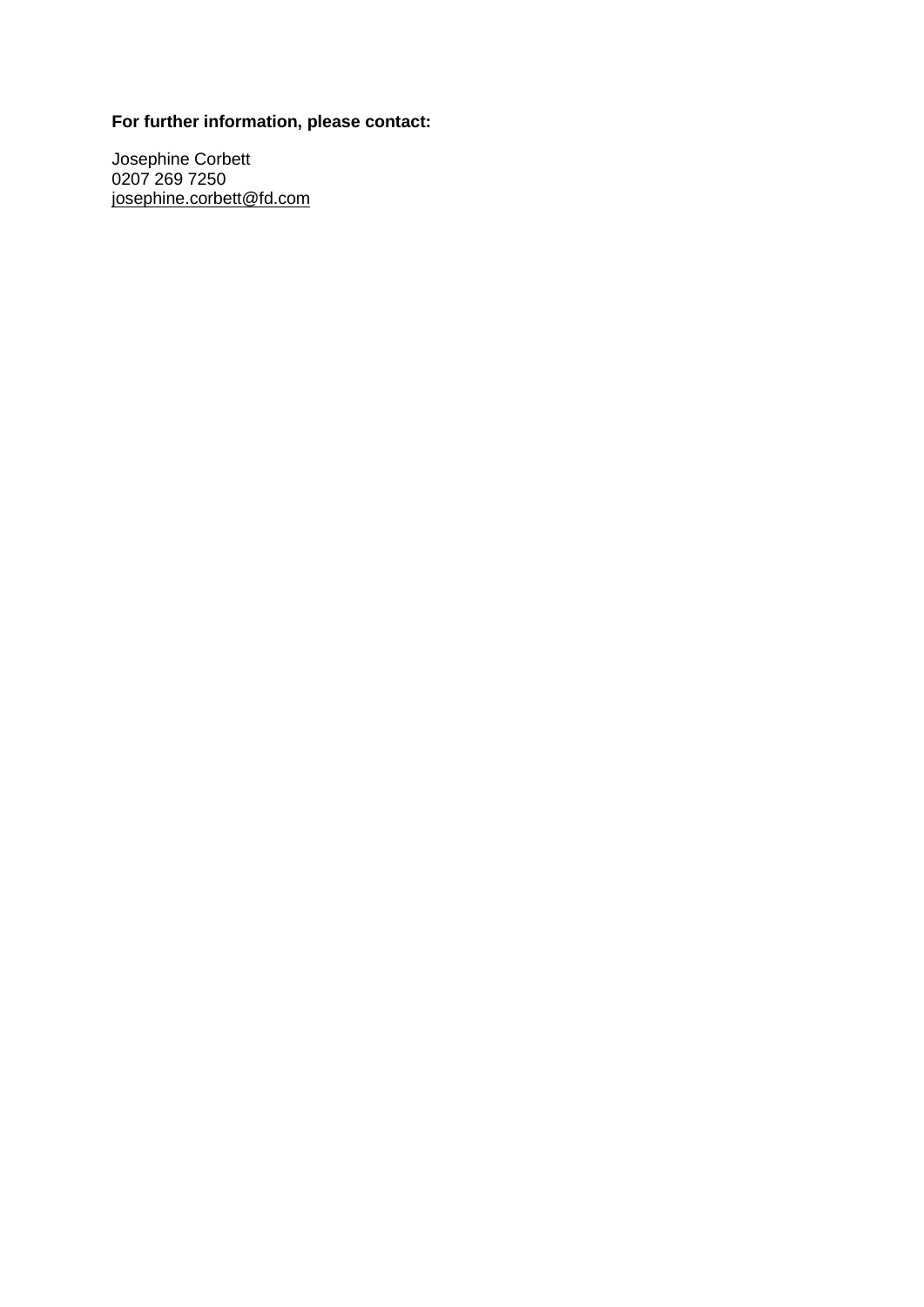**For further information, please contact:**

Josephine Corbett  
0207 269 7250  
josephine.corbett@fd.com